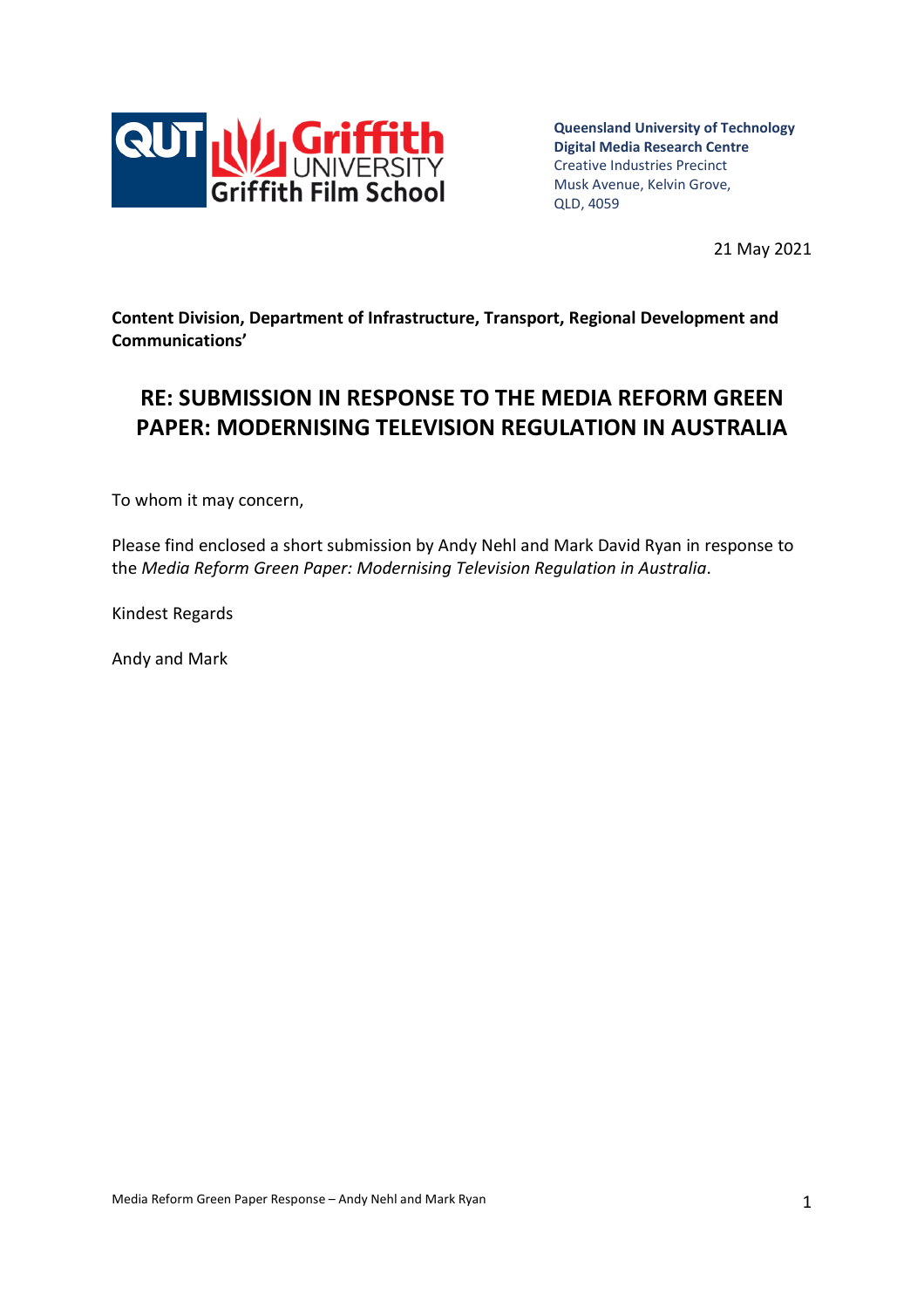**Queensland University of Technology**
**Digital Media Research Centre**
Creative Industries Precinct
Musk Avenue, Kelvin Grove,
QLD, 4059

21 May 2021

**Content Division, Department of Infrastructure, Transport, Regional Development and Communications'**

## RE: SUBMISSION IN RESPONSE TO THE MEDIA REFORM GREEN PAPER: MODERNISING TELEVISION REGULATION IN AUSTRALIA

To whom it may concern,

Please find enclosed a short submission by Andy Nehl and Mark David Ryan in response to the *Media Reform Green Paper: Modernising Television Regulation in Australia*.

Kindest Regards

Andy and Mark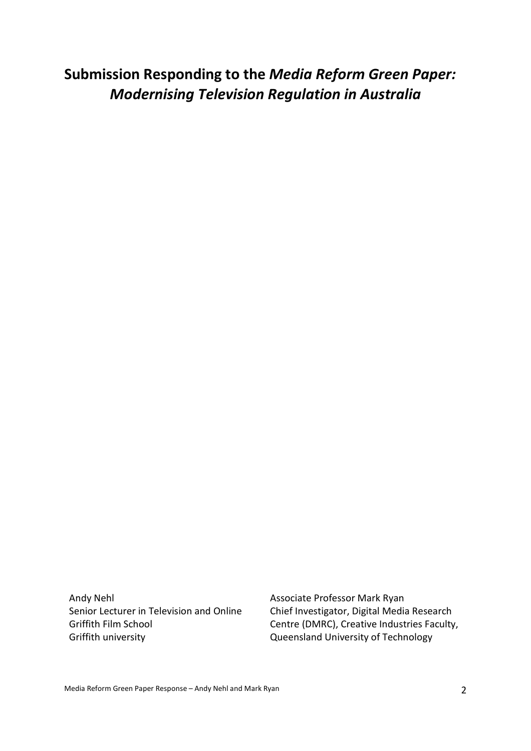# Submission Responding to the *Media Reform Green Paper: Modernising Television Regulation in Australia*

Andy Nehl
Senior Lecturer in Television and Online
Griffith Film School
Griffith university

Associate Professor Mark Ryan
Chief Investigator, Digital Media Research Centre (DMRC), Creative Industries Faculty, Queensland University of Technology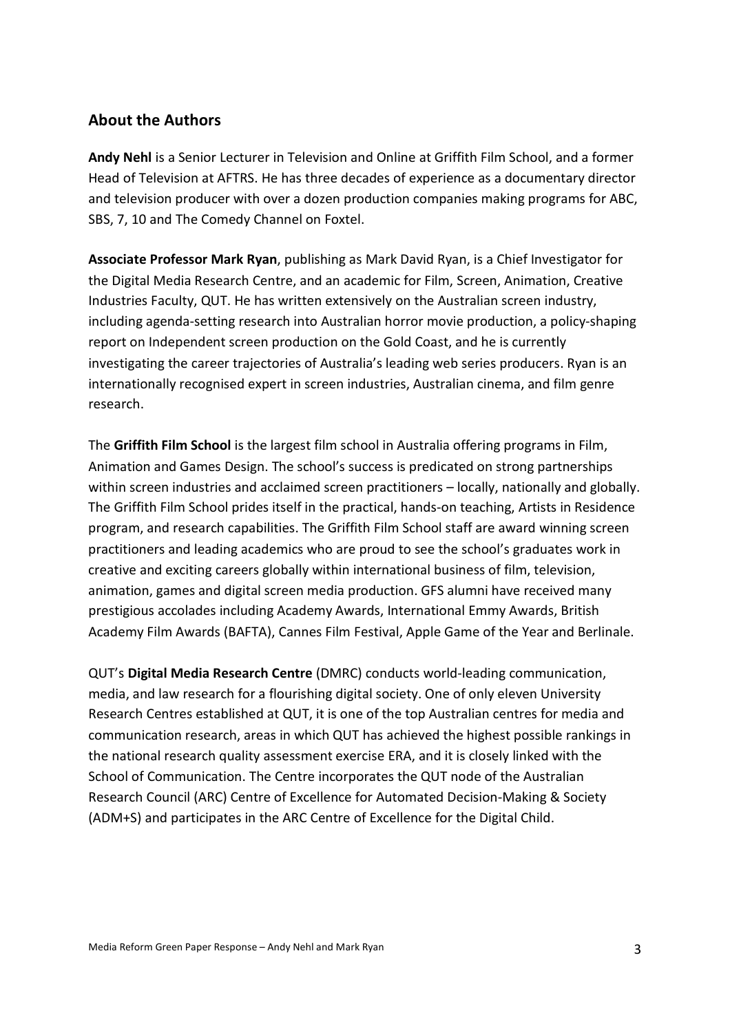## About the Authors

**Andy Nehl** is a Senior Lecturer in Television and Online at Griffith Film School, and a former Head of Television at AFTRS. He has three decades of experience as a documentary director and television producer with over a dozen production companies making programs for ABC, SBS, 7, 10 and The Comedy Channel on Foxtel.

**Associate Professor Mark Ryan**, publishing as Mark David Ryan, is a Chief Investigator for the Digital Media Research Centre, and an academic for Film, Screen, Animation, Creative Industries Faculty, QUT. He has written extensively on the Australian screen industry, including agenda-setting research into Australian horror movie production, a policy-shaping report on Independent screen production on the Gold Coast, and he is currently investigating the career trajectories of Australia's leading web series producers. Ryan is an internationally recognised expert in screen industries, Australian cinema, and film genre research.

The **Griffith Film School** is the largest film school in Australia offering programs in Film, Animation and Games Design. The school's success is predicated on strong partnerships within screen industries and acclaimed screen practitioners – locally, nationally and globally. The Griffith Film School prides itself in the practical, hands-on teaching, Artists in Residence program, and research capabilities. The Griffith Film School staff are award winning screen practitioners and leading academics who are proud to see the school's graduates work in creative and exciting careers globally within international business of film, television, animation, games and digital screen media production. GFS alumni have received many prestigious accolades including Academy Awards, International Emmy Awards, British Academy Film Awards (BAFTA), Cannes Film Festival, Apple Game of the Year and Berlinale.

QUT's **Digital Media Research Centre** (DMRC) conducts world-leading communication, media, and law research for a flourishing digital society. One of only eleven University Research Centres established at QUT, it is one of the top Australian centres for media and communication research, areas in which QUT has achieved the highest possible rankings in the national research quality assessment exercise ERA, and it is closely linked with the School of Communication. The Centre incorporates the QUT node of the Australian Research Council (ARC) Centre of Excellence for Automated Decision-Making & Society (ADM+S) and participates in the ARC Centre of Excellence for the Digital Child.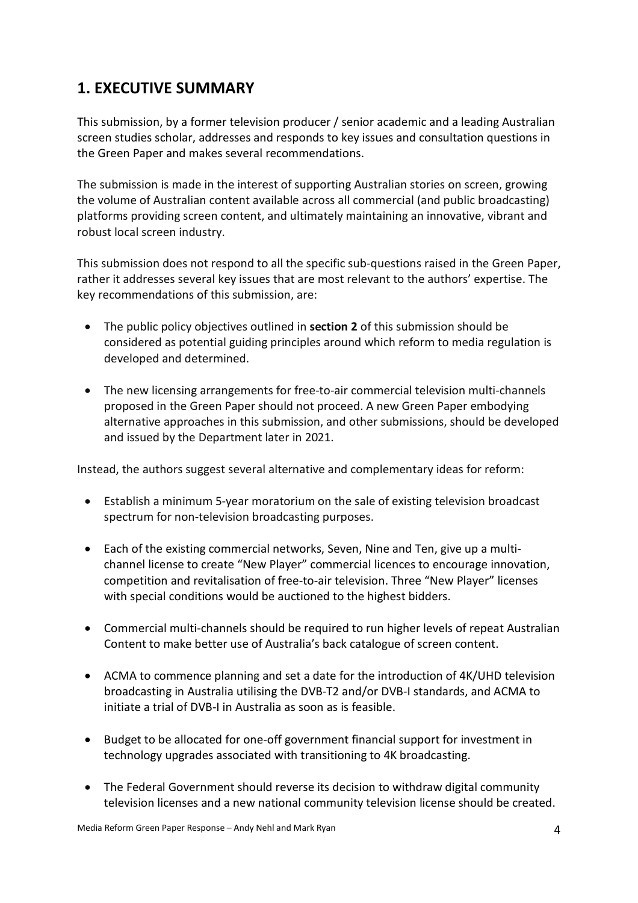## 1. EXECUTIVE SUMMARY

This submission, by a former television producer / senior academic and a leading Australian screen studies scholar, addresses and responds to key issues and consultation questions in the Green Paper and makes several recommendations.

The submission is made in the interest of supporting Australian stories on screen, growing the volume of Australian content available across all commercial (and public broadcasting) platforms providing screen content, and ultimately maintaining an innovative, vibrant and robust local screen industry.

This submission does not respond to all the specific sub-questions raised in the Green Paper, rather it addresses several key issues that are most relevant to the authors' expertise. The key recommendations of this submission, are:

- The public policy objectives outlined in **section 2** of this submission should be considered as potential guiding principles around which reform to media regulation is developed and determined.
- The new licensing arrangements for free-to-air commercial television multi-channels proposed in the Green Paper should not proceed. A new Green Paper embodying alternative approaches in this submission, and other submissions, should be developed and issued by the Department later in 2021.

Instead, the authors suggest several alternative and complementary ideas for reform:

- Establish a minimum 5-year moratorium on the sale of existing television broadcast spectrum for non-television broadcasting purposes.
- Each of the existing commercial networks, Seven, Nine and Ten, give up a multi-channel license to create "New Player" commercial licences to encourage innovation, competition and revitalisation of free-to-air television. Three "New Player" licenses with special conditions would be auctioned to the highest bidders.
- Commercial multi-channels should be required to run higher levels of repeat Australian Content to make better use of Australia's back catalogue of screen content.
- ACMA to commence planning and set a date for the introduction of 4K/UHD television broadcasting in Australia utilising the DVB-T2 and/or DVB-I standards, and ACMA to initiate a trial of DVB-I in Australia as soon as is feasible.
- Budget to be allocated for one-off government financial support for investment in technology upgrades associated with transitioning to 4K broadcasting.
- The Federal Government should reverse its decision to withdraw digital community television licenses and a new national community television license should be created.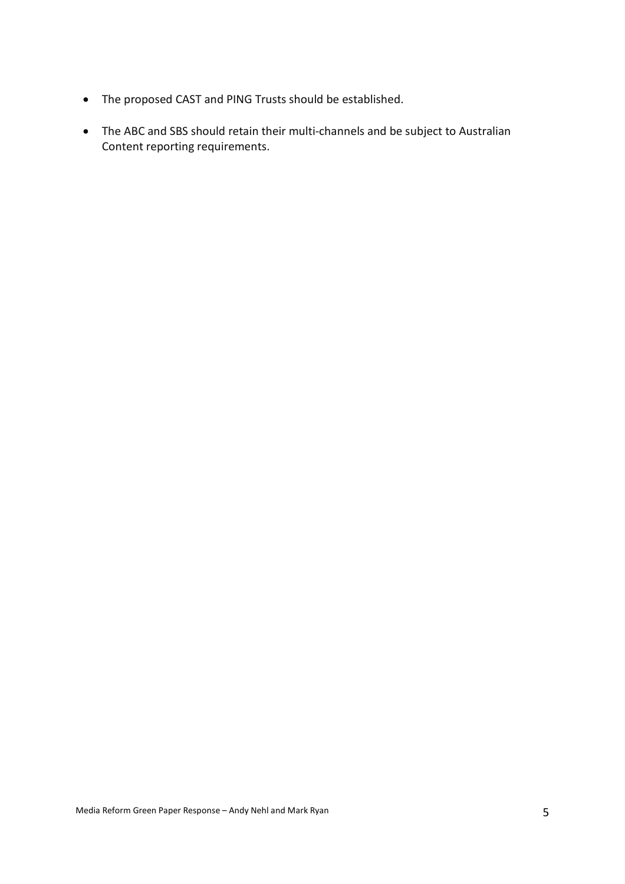- The proposed CAST and PING Trusts should be established.
- The ABC and SBS should retain their multi-channels and be subject to Australian Content reporting requirements.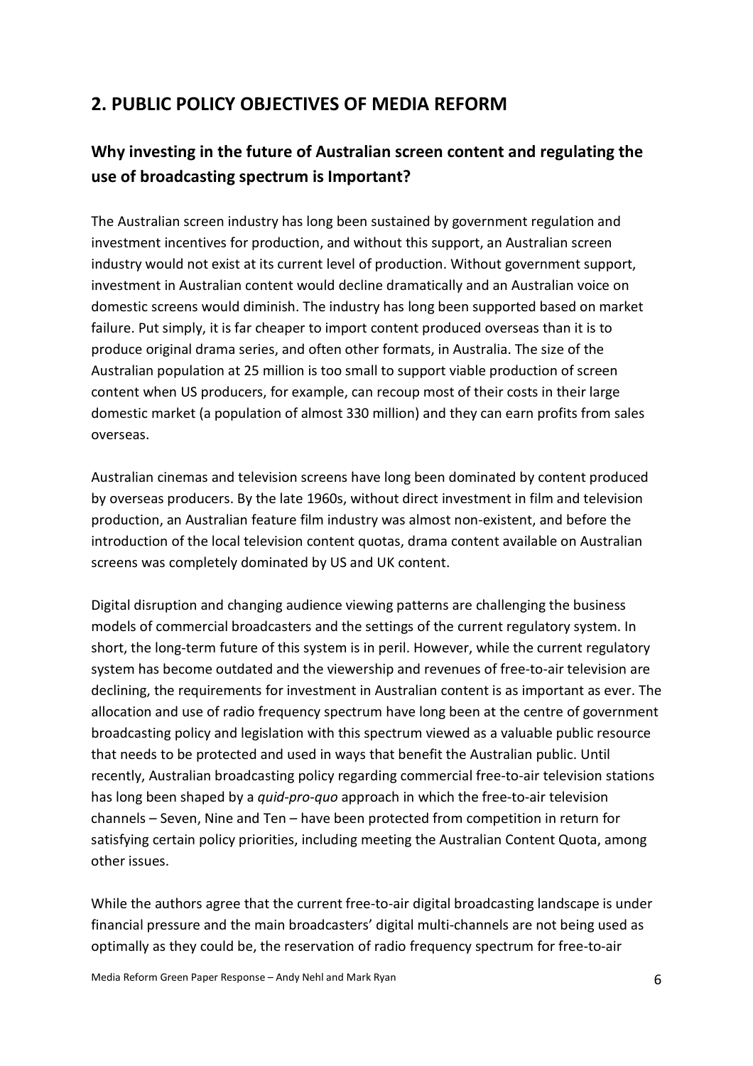## 2. PUBLIC POLICY OBJECTIVES OF MEDIA REFORM

### Why investing in the future of Australian screen content and regulating the use of broadcasting spectrum is Important?

The Australian screen industry has long been sustained by government regulation and investment incentives for production, and without this support, an Australian screen industry would not exist at its current level of production. Without government support, investment in Australian content would decline dramatically and an Australian voice on domestic screens would diminish. The industry has long been supported based on market failure. Put simply, it is far cheaper to import content produced overseas than it is to produce original drama series, and often other formats, in Australia. The size of the Australian population at 25 million is too small to support viable production of screen content when US producers, for example, can recoup most of their costs in their large domestic market (a population of almost 330 million) and they can earn profits from sales overseas.

Australian cinemas and television screens have long been dominated by content produced by overseas producers. By the late 1960s, without direct investment in film and television production, an Australian feature film industry was almost non-existent, and before the introduction of the local television content quotas, drama content available on Australian screens was completely dominated by US and UK content.

Digital disruption and changing audience viewing patterns are challenging the business models of commercial broadcasters and the settings of the current regulatory system. In short, the long-term future of this system is in peril. However, while the current regulatory system has become outdated and the viewership and revenues of free-to-air television are declining, the requirements for investment in Australian content is as important as ever. The allocation and use of radio frequency spectrum have long been at the centre of government broadcasting policy and legislation with this spectrum viewed as a valuable public resource that needs to be protected and used in ways that benefit the Australian public. Until recently, Australian broadcasting policy regarding commercial free-to-air television stations has long been shaped by a *quid-pro-quo* approach in which the free-to-air television channels – Seven, Nine and Ten – have been protected from competition in return for satisfying certain policy priorities, including meeting the Australian Content Quota, among other issues.

While the authors agree that the current free-to-air digital broadcasting landscape is under financial pressure and the main broadcasters' digital multi-channels are not being used as optimally as they could be, the reservation of radio frequency spectrum for free-to-air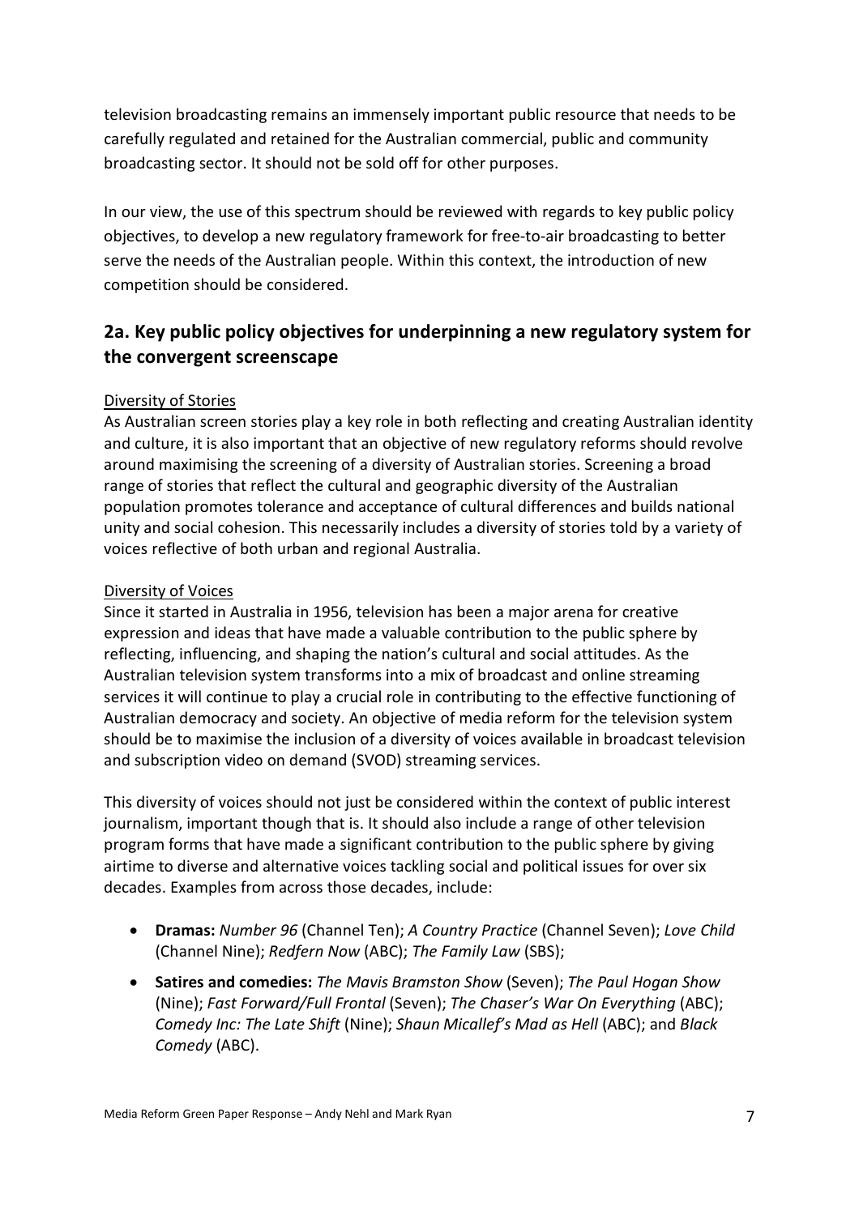television broadcasting remains an immensely important public resource that needs to be carefully regulated and retained for the Australian commercial, public and community broadcasting sector. It should not be sold off for other purposes.

In our view, the use of this spectrum should be reviewed with regards to key public policy objectives, to develop a new regulatory framework for free-to-air broadcasting to better serve the needs of the Australian people. Within this context, the introduction of new competition should be considered.

## 2a. Key public policy objectives for underpinning a new regulatory system for the convergent screenscape

Diversity of Stories

As Australian screen stories play a key role in both reflecting and creating Australian identity and culture, it is also important that an objective of new regulatory reforms should revolve around maximising the screening of a diversity of Australian stories. Screening a broad range of stories that reflect the cultural and geographic diversity of the Australian population promotes tolerance and acceptance of cultural differences and builds national unity and social cohesion. This necessarily includes a diversity of stories told by a variety of voices reflective of both urban and regional Australia.

Diversity of Voices

Since it started in Australia in 1956, television has been a major arena for creative expression and ideas that have made a valuable contribution to the public sphere by reflecting, influencing, and shaping the nation's cultural and social attitudes. As the Australian television system transforms into a mix of broadcast and online streaming services it will continue to play a crucial role in contributing to the effective functioning of Australian democracy and society. An objective of media reform for the television system should be to maximise the inclusion of a diversity of voices available in broadcast television and subscription video on demand (SVOD) streaming services.

This diversity of voices should not just be considered within the context of public interest journalism, important though that is. It should also include a range of other television program forms that have made a significant contribution to the public sphere by giving airtime to diverse and alternative voices tackling social and political issues for over six decades. Examples from across those decades, include:

- **Dramas:** *Number 96* (Channel Ten); *A Country Practice* (Channel Seven); *Love Child* (Channel Nine); *Redfern Now* (ABC); *The Family Law* (SBS);
- **Satires and comedies:** *The Mavis Bramston Show* (Seven); *The Paul Hogan Show* (Nine); *Fast Forward/Full Frontal* (Seven); *The Chaser's War On Everything* (ABC); *Comedy Inc: The Late Shift* (Nine); *Shaun Micallef's Mad as Hell* (ABC); and *Black Comedy* (ABC).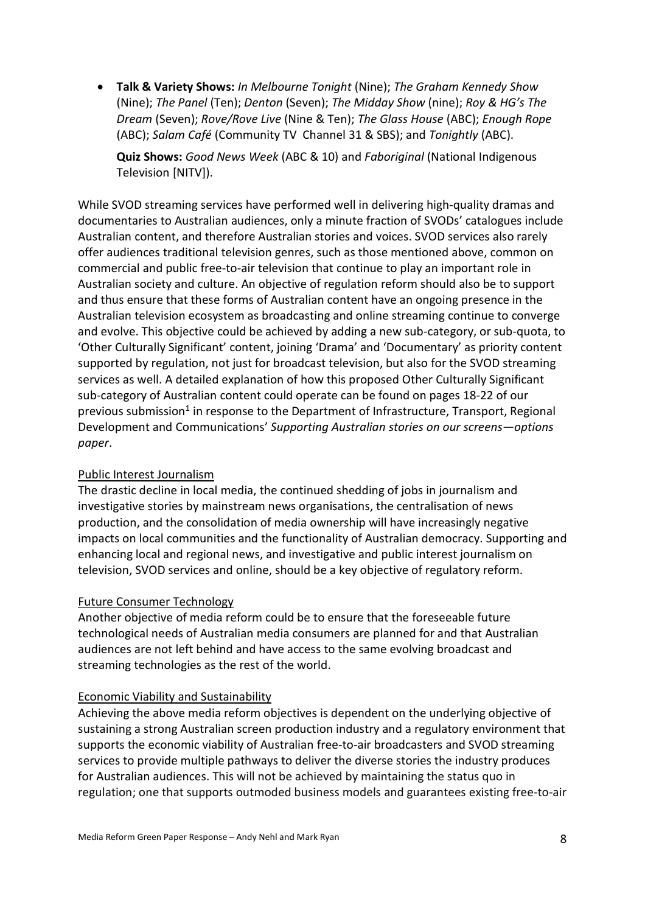- **Talk & Variety Shows:** *In Melbourne Tonight* (Nine); *The Graham Kennedy Show* (Nine); *The Panel* (Ten); *Denton* (Seven); *The Midday Show* (nine); *Roy & HG's The Dream* (Seven); *Rove/Rove Live* (Nine & Ten); *The Glass House* (ABC); *Enough Rope* (ABC); *Salam Café* (Community TV Channel 31 & SBS); and *Tonightly* (ABC).

  **Quiz Shows:** *Good News Week* (ABC & 10) and *Faboriginal* (National Indigenous Television [NITV]).

While SVOD streaming services have performed well in delivering high-quality dramas and documentaries to Australian audiences, only a minute fraction of SVODs' catalogues include Australian content, and therefore Australian stories and voices. SVOD services also rarely offer audiences traditional television genres, such as those mentioned above, common on commercial and public free-to-air television that continue to play an important role in Australian society and culture. An objective of regulation reform should also be to support and thus ensure that these forms of Australian content have an ongoing presence in the Australian television ecosystem as broadcasting and online streaming continue to converge and evolve. This objective could be achieved by adding a new sub-category, or sub-quota, to 'Other Culturally Significant' content, joining 'Drama' and 'Documentary' as priority content supported by regulation, not just for broadcast television, but also for the SVOD streaming services as well. A detailed explanation of how this proposed Other Culturally Significant sub-category of Australian content could operate can be found on pages 18-22 of our previous submission[1] in response to the Department of Infrastructure, Transport, Regional Development and Communications' *Supporting Australian stories on our screens—options paper*.

<u>Public Interest Journalism</u>

The drastic decline in local media, the continued shedding of jobs in journalism and investigative stories by mainstream news organisations, the centralisation of news production, and the consolidation of media ownership will have increasingly negative impacts on local communities and the functionality of Australian democracy. Supporting and enhancing local and regional news, and investigative and public interest journalism on television, SVOD services and online, should be a key objective of regulatory reform.

<u>Future Consumer Technology</u>

Another objective of media reform could be to ensure that the foreseeable future technological needs of Australian media consumers are planned for and that Australian audiences are not left behind and have access to the same evolving broadcast and streaming technologies as the rest of the world.

<u>Economic Viability and Sustainability</u>

Achieving the above media reform objectives is dependent on the underlying objective of sustaining a strong Australian screen production industry and a regulatory environment that supports the economic viability of Australian free-to-air broadcasters and SVOD streaming services to provide multiple pathways to deliver the diverse stories the industry produces for Australian audiences. This will not be achieved by maintaining the status quo in regulation; one that supports outmoded business models and guarantees existing free-to-air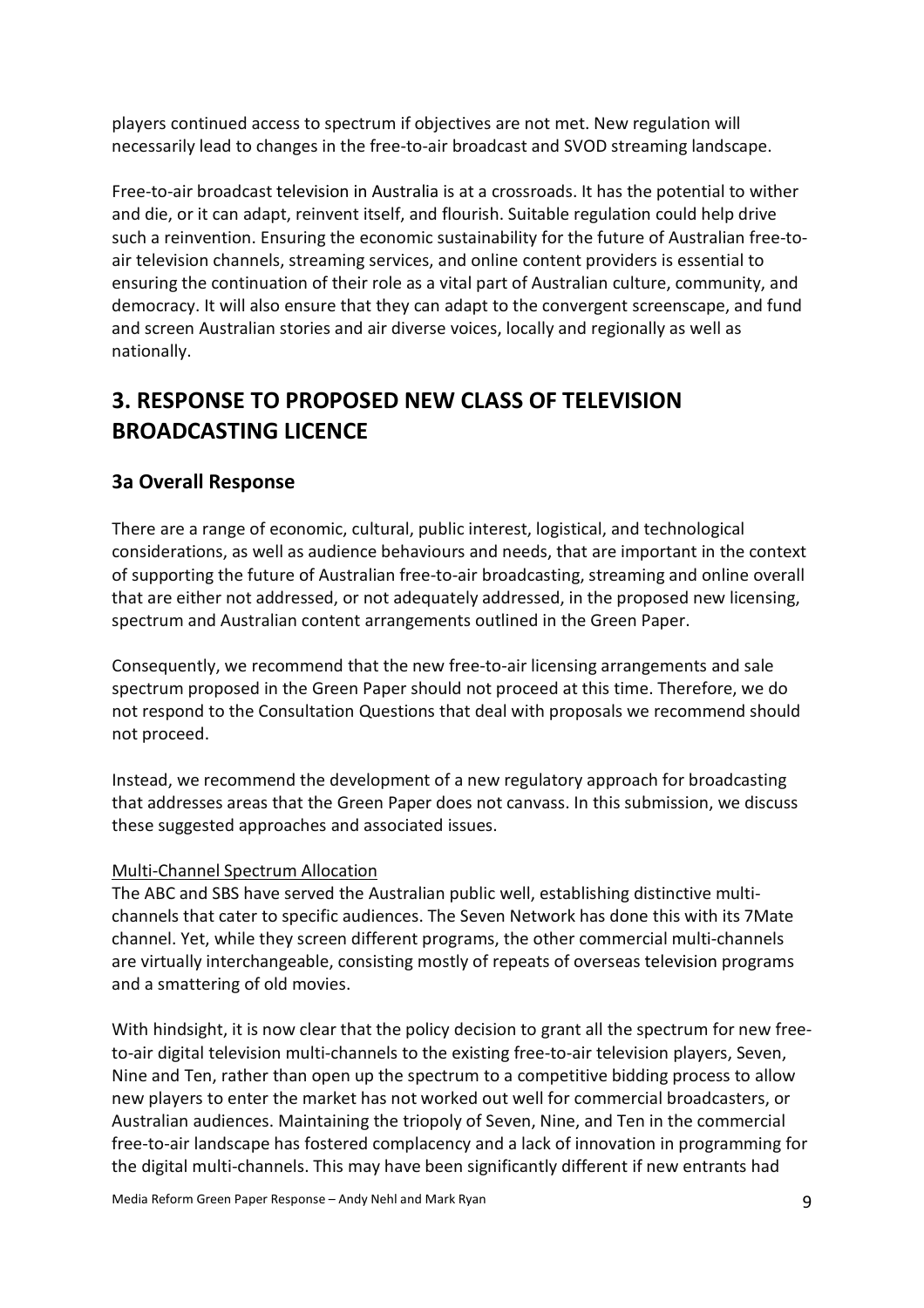players continued access to spectrum if objectives are not met. New regulation will necessarily lead to changes in the free-to-air broadcast and SVOD streaming landscape.

Free-to-air broadcast television in Australia is at a crossroads. It has the potential to wither and die, or it can adapt, reinvent itself, and flourish. Suitable regulation could help drive such a reinvention. Ensuring the economic sustainability for the future of Australian free-to-air television channels, streaming services, and online content providers is essential to ensuring the continuation of their role as a vital part of Australian culture, community, and democracy. It will also ensure that they can adapt to the convergent screenscape, and fund and screen Australian stories and air diverse voices, locally and regionally as well as nationally.

## 3. RESPONSE TO PROPOSED NEW CLASS OF TELEVISION BROADCASTING LICENCE

### 3a Overall Response

There are a range of economic, cultural, public interest, logistical, and technological considerations, as well as audience behaviours and needs, that are important in the context of supporting the future of Australian free-to-air broadcasting, streaming and online overall that are either not addressed, or not adequately addressed, in the proposed new licensing, spectrum and Australian content arrangements outlined in the Green Paper.

Consequently, we recommend that the new free-to-air licensing arrangements and sale spectrum proposed in the Green Paper should not proceed at this time. Therefore, we do not respond to the Consultation Questions that deal with proposals we recommend should not proceed.

Instead, we recommend the development of a new regulatory approach for broadcasting that addresses areas that the Green Paper does not canvass. In this submission, we discuss these suggested approaches and associated issues.

<u>Multi-Channel Spectrum Allocation</u>

The ABC and SBS have served the Australian public well, establishing distinctive multi-channels that cater to specific audiences. The Seven Network has done this with its 7Mate channel. Yet, while they screen different programs, the other commercial multi-channels are virtually interchangeable, consisting mostly of repeats of overseas television programs and a smattering of old movies.

With hindsight, it is now clear that the policy decision to grant all the spectrum for new free-to-air digital television multi-channels to the existing free-to-air television players, Seven, Nine and Ten, rather than open up the spectrum to a competitive bidding process to allow new players to enter the market has not worked out well for commercial broadcasters, or Australian audiences. Maintaining the triopoly of Seven, Nine, and Ten in the commercial free-to-air landscape has fostered complacency and a lack of innovation in programming for the digital multi-channels. This may have been significantly different if new entrants had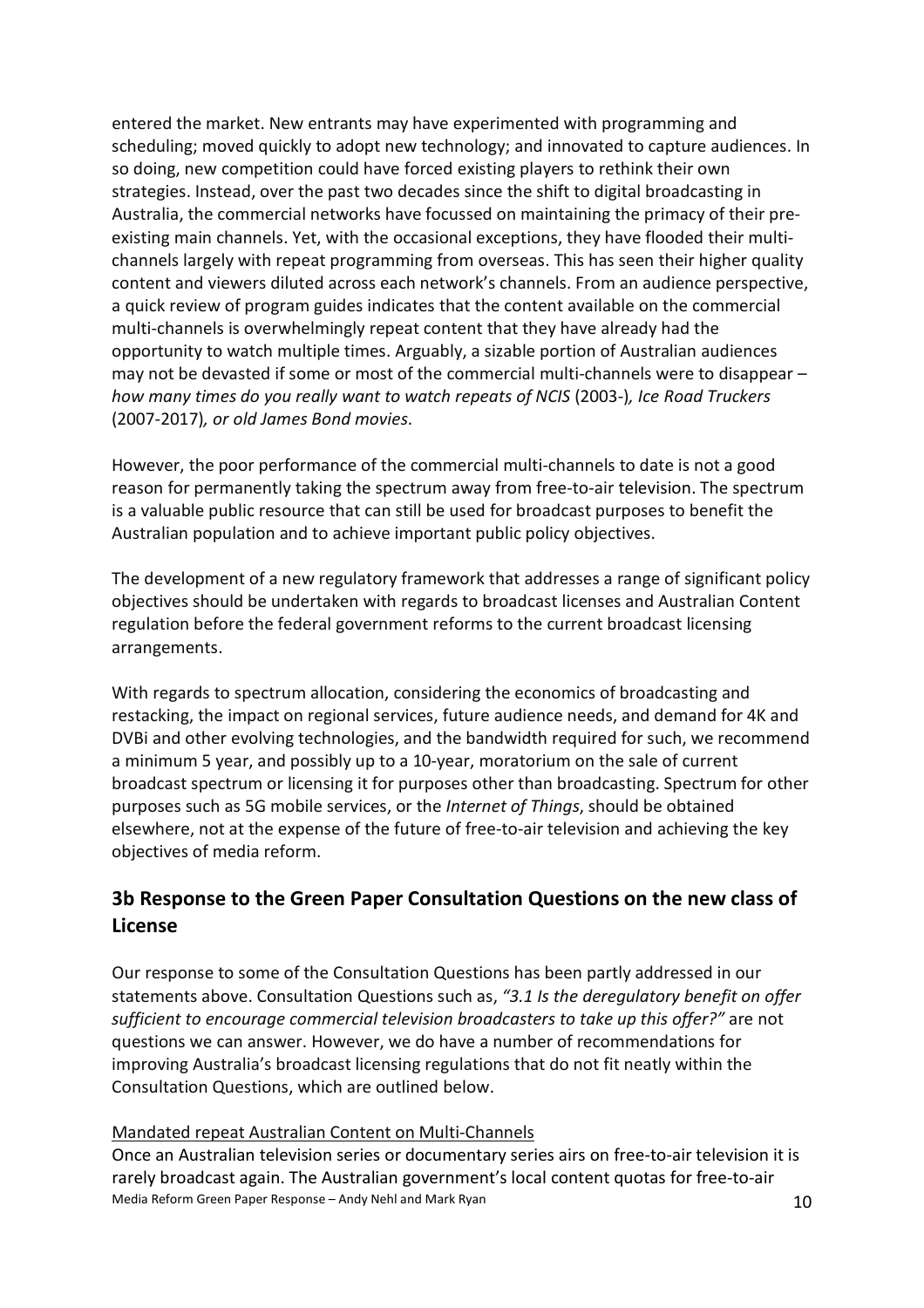entered the market. New entrants may have experimented with programming and scheduling; moved quickly to adopt new technology; and innovated to capture audiences. In so doing, new competition could have forced existing players to rethink their own strategies. Instead, over the past two decades since the shift to digital broadcasting in Australia, the commercial networks have focussed on maintaining the primacy of their pre-existing main channels. Yet, with the occasional exceptions, they have flooded their multi-channels largely with repeat programming from overseas. This has seen their higher quality content and viewers diluted across each network's channels. From an audience perspective, a quick review of program guides indicates that the content available on the commercial multi-channels is overwhelmingly repeat content that they have already had the opportunity to watch multiple times. Arguably, a sizable portion of Australian audiences may not be devasted if some or most of the commercial multi-channels were to disappear – *how many times do you really want to watch repeats of NCIS* (2003-)*, Ice Road Truckers* (2007-2017)*, or old James Bond movies*.

However, the poor performance of the commercial multi-channels to date is not a good reason for permanently taking the spectrum away from free-to-air television. The spectrum is a valuable public resource that can still be used for broadcast purposes to benefit the Australian population and to achieve important public policy objectives.

The development of a new regulatory framework that addresses a range of significant policy objectives should be undertaken with regards to broadcast licenses and Australian Content regulation before the federal government reforms to the current broadcast licensing arrangements.

With regards to spectrum allocation, considering the economics of broadcasting and restacking, the impact on regional services, future audience needs, and demand for 4K and DVBi and other evolving technologies, and the bandwidth required for such, we recommend a minimum 5 year, and possibly up to a 10-year, moratorium on the sale of current broadcast spectrum or licensing it for purposes other than broadcasting. Spectrum for other purposes such as 5G mobile services, or the *Internet of Things*, should be obtained elsewhere, not at the expense of the future of free-to-air television and achieving the key objectives of media reform.

## 3b Response to the Green Paper Consultation Questions on the new class of License

Our response to some of the Consultation Questions has been partly addressed in our statements above. Consultation Questions such as, *"3.1 Is the deregulatory benefit on offer sufficient to encourage commercial television broadcasters to take up this offer?"* are not questions we can answer. However, we do have a number of recommendations for improving Australia's broadcast licensing regulations that do not fit neatly within the Consultation Questions, which are outlined below.

<u>Mandated repeat Australian Content on Multi-Channels</u>

Once an Australian television series or documentary series airs on free-to-air television it is rarely broadcast again. The Australian government's local content quotas for free-to-air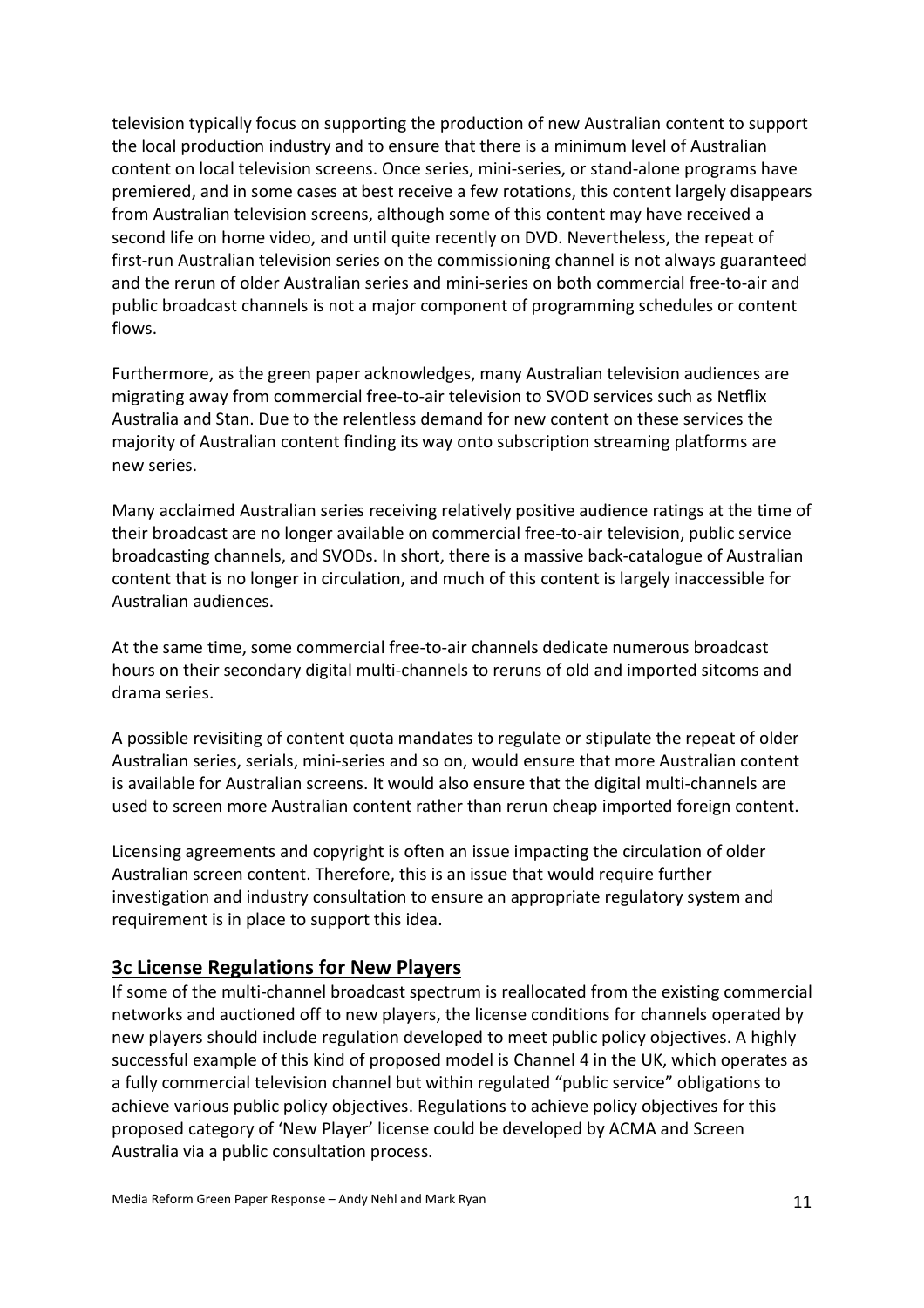television typically focus on supporting the production of new Australian content to support the local production industry and to ensure that there is a minimum level of Australian content on local television screens. Once series, mini-series, or stand-alone programs have premiered, and in some cases at best receive a few rotations, this content largely disappears from Australian television screens, although some of this content may have received a second life on home video, and until quite recently on DVD. Nevertheless, the repeat of first-run Australian television series on the commissioning channel is not always guaranteed and the rerun of older Australian series and mini-series on both commercial free-to-air and public broadcast channels is not a major component of programming schedules or content flows.

Furthermore, as the green paper acknowledges, many Australian television audiences are migrating away from commercial free-to-air television to SVOD services such as Netflix Australia and Stan. Due to the relentless demand for new content on these services the majority of Australian content finding its way onto subscription streaming platforms are new series.

Many acclaimed Australian series receiving relatively positive audience ratings at the time of their broadcast are no longer available on commercial free-to-air television, public service broadcasting channels, and SVODs. In short, there is a massive back-catalogue of Australian content that is no longer in circulation, and much of this content is largely inaccessible for Australian audiences.

At the same time, some commercial free-to-air channels dedicate numerous broadcast hours on their secondary digital multi-channels to reruns of old and imported sitcoms and drama series.

A possible revisiting of content quota mandates to regulate or stipulate the repeat of older Australian series, serials, mini-series and so on, would ensure that more Australian content is available for Australian screens. It would also ensure that the digital multi-channels are used to screen more Australian content rather than rerun cheap imported foreign content.

Licensing agreements and copyright is often an issue impacting the circulation of older Australian screen content. Therefore, this is an issue that would require further investigation and industry consultation to ensure an appropriate regulatory system and requirement is in place to support this idea.

## 3c License Regulations for New Players

If some of the multi-channel broadcast spectrum is reallocated from the existing commercial networks and auctioned off to new players, the license conditions for channels operated by new players should include regulation developed to meet public policy objectives. A highly successful example of this kind of proposed model is Channel 4 in the UK, which operates as a fully commercial television channel but within regulated "public service" obligations to achieve various public policy objectives. Regulations to achieve policy objectives for this proposed category of 'New Player' license could be developed by ACMA and Screen Australia via a public consultation process.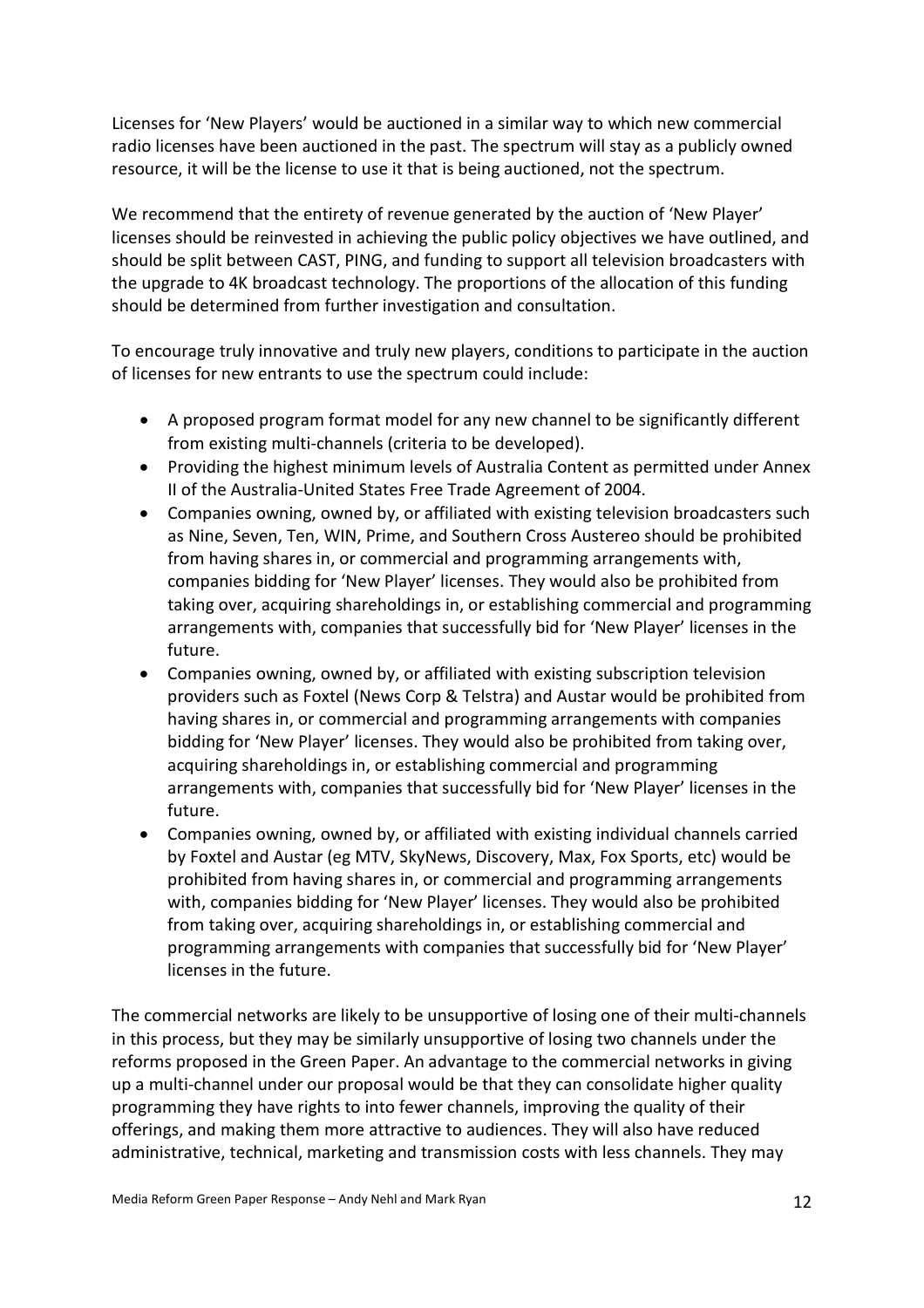Licenses for 'New Players' would be auctioned in a similar way to which new commercial radio licenses have been auctioned in the past. The spectrum will stay as a publicly owned resource, it will be the license to use it that is being auctioned, not the spectrum.

We recommend that the entirety of revenue generated by the auction of 'New Player' licenses should be reinvested in achieving the public policy objectives we have outlined, and should be split between CAST, PING, and funding to support all television broadcasters with the upgrade to 4K broadcast technology. The proportions of the allocation of this funding should be determined from further investigation and consultation.

To encourage truly innovative and truly new players, conditions to participate in the auction of licenses for new entrants to use the spectrum could include:

- A proposed program format model for any new channel to be significantly different from existing multi-channels (criteria to be developed).
- Providing the highest minimum levels of Australia Content as permitted under Annex II of the Australia-United States Free Trade Agreement of 2004.
- Companies owning, owned by, or affiliated with existing television broadcasters such as Nine, Seven, Ten, WIN, Prime, and Southern Cross Austereo should be prohibited from having shares in, or commercial and programming arrangements with, companies bidding for 'New Player' licenses. They would also be prohibited from taking over, acquiring shareholdings in, or establishing commercial and programming arrangements with, companies that successfully bid for 'New Player' licenses in the future.
- Companies owning, owned by, or affiliated with existing subscription television providers such as Foxtel (News Corp & Telstra) and Austar would be prohibited from having shares in, or commercial and programming arrangements with companies bidding for 'New Player' licenses. They would also be prohibited from taking over, acquiring shareholdings in, or establishing commercial and programming arrangements with, companies that successfully bid for 'New Player' licenses in the future.
- Companies owning, owned by, or affiliated with existing individual channels carried by Foxtel and Austar (eg MTV, SkyNews, Discovery, Max, Fox Sports, etc) would be prohibited from having shares in, or commercial and programming arrangements with, companies bidding for 'New Player' licenses. They would also be prohibited from taking over, acquiring shareholdings in, or establishing commercial and programming arrangements with companies that successfully bid for 'New Player' licenses in the future.

The commercial networks are likely to be unsupportive of losing one of their multi-channels in this process, but they may be similarly unsupportive of losing two channels under the reforms proposed in the Green Paper. An advantage to the commercial networks in giving up a multi-channel under our proposal would be that they can consolidate higher quality programming they have rights to into fewer channels, improving the quality of their offerings, and making them more attractive to audiences. They will also have reduced administrative, technical, marketing and transmission costs with less channels. They may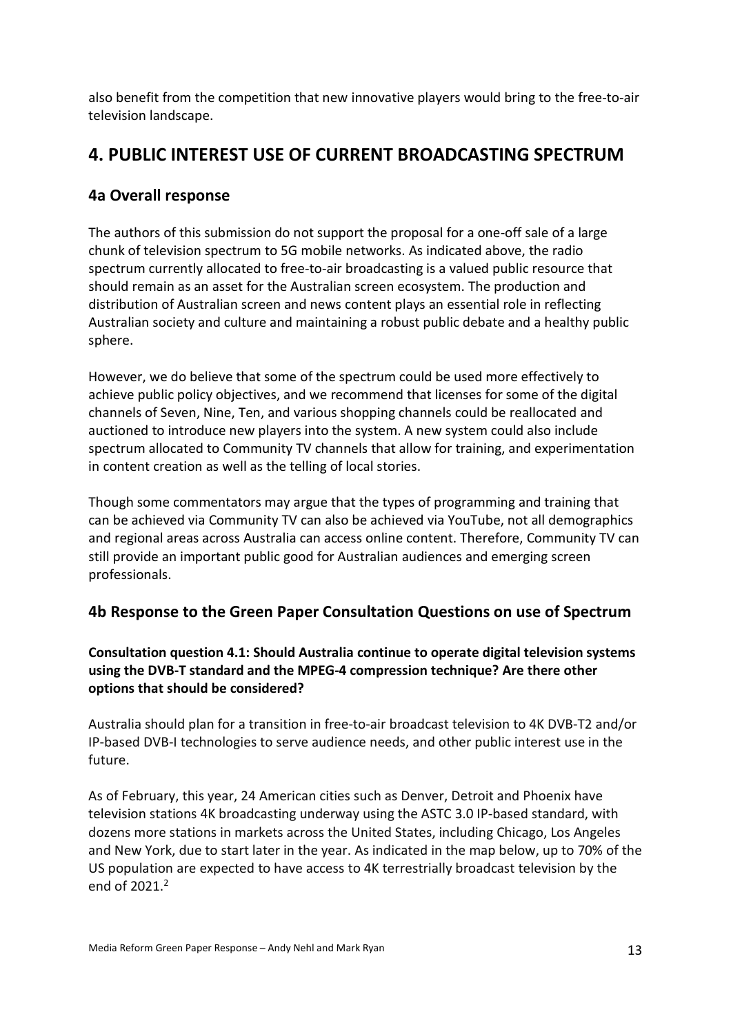also benefit from the competition that new innovative players would bring to the free-to-air television landscape.

# 4. PUBLIC INTEREST USE OF CURRENT BROADCASTING SPECTRUM

## 4a Overall response

The authors of this submission do not support the proposal for a one-off sale of a large chunk of television spectrum to 5G mobile networks. As indicated above, the radio spectrum currently allocated to free-to-air broadcasting is a valued public resource that should remain as an asset for the Australian screen ecosystem. The production and distribution of Australian screen and news content plays an essential role in reflecting Australian society and culture and maintaining a robust public debate and a healthy public sphere.

However, we do believe that some of the spectrum could be used more effectively to achieve public policy objectives, and we recommend that licenses for some of the digital channels of Seven, Nine, Ten, and various shopping channels could be reallocated and auctioned to introduce new players into the system. A new system could also include spectrum allocated to Community TV channels that allow for training, and experimentation in content creation as well as the telling of local stories.

Though some commentators may argue that the types of programming and training that can be achieved via Community TV can also be achieved via YouTube, not all demographics and regional areas across Australia can access online content. Therefore, Community TV can still provide an important public good for Australian audiences and emerging screen professionals.

## 4b Response to the Green Paper Consultation Questions on use of Spectrum

**Consultation question 4.1: Should Australia continue to operate digital television systems using the DVB-T standard and the MPEG-4 compression technique? Are there other options that should be considered?**

Australia should plan for a transition in free-to-air broadcast television to 4K DVB-T2 and/or IP-based DVB-I technologies to serve audience needs, and other public interest use in the future.

As of February, this year, 24 American cities such as Denver, Detroit and Phoenix have television stations 4K broadcasting underway using the ASTC 3.0 IP-based standard, with dozens more stations in markets across the United States, including Chicago, Los Angeles and New York, due to start later in the year. As indicated in the map below, up to 70% of the US population are expected to have access to 4K terrestrially broadcast television by the end of 2021.[2]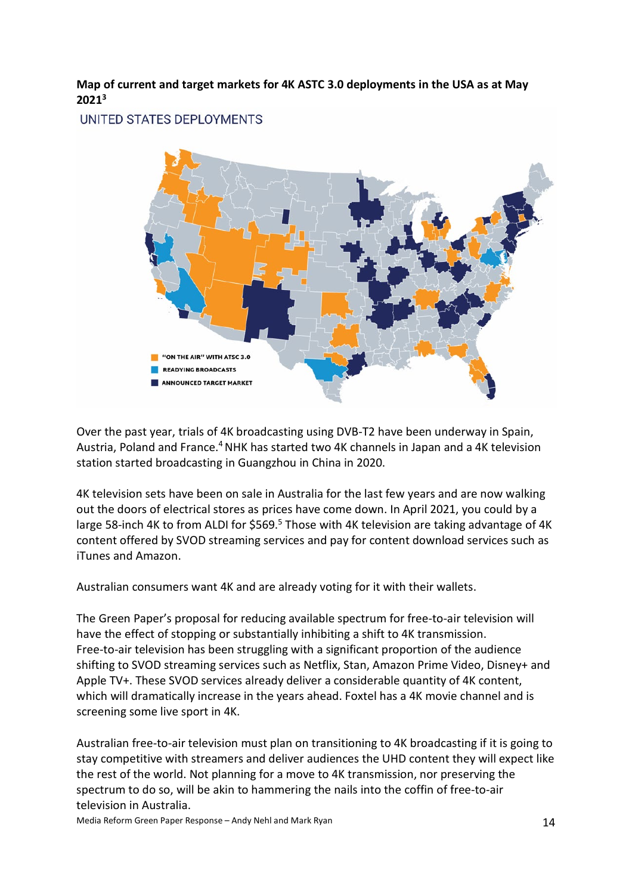**Map of current and target markets for 4K ASTC 3.0 deployments in the USA as at May 2021[3]**

UNITED STATES DEPLOYMENTS

"ON THE AIR" WITH ATSC 3.0

READYING BROADCASTS

ANNOUNCED TARGET MARKET

Over the past year, trials of 4K broadcasting using DVB-T2 have been underway in Spain, Austria, Poland and France.[4] NHK has started two 4K channels in Japan and a 4K television station started broadcasting in Guangzhou in China in 2020.

4K television sets have been on sale in Australia for the last few years and are now walking out the doors of electrical stores as prices have come down. In April 2021, you could by a large 58-inch 4K to from ALDI for $569.[5] Those with 4K television are taking advantage of 4K content offered by SVOD streaming services and pay for content download services such as iTunes and Amazon.

Australian consumers want 4K and are already voting for it with their wallets.

The Green Paper's proposal for reducing available spectrum for free-to-air television will have the effect of stopping or substantially inhibiting a shift to 4K transmission. Free-to-air television has been struggling with a significant proportion of the audience shifting to SVOD streaming services such as Netflix, Stan, Amazon Prime Video, Disney+ and Apple TV+. These SVOD services already deliver a considerable quantity of 4K content, which will dramatically increase in the years ahead. Foxtel has a 4K movie channel and is screening some live sport in 4K.

Australian free-to-air television must plan on transitioning to 4K broadcasting if it is going to stay competitive with streamers and deliver audiences the UHD content they will expect like the rest of the world. Not planning for a move to 4K transmission, nor preserving the spectrum to do so, will be akin to hammering the nails into the coffin of free-to-air television in Australia.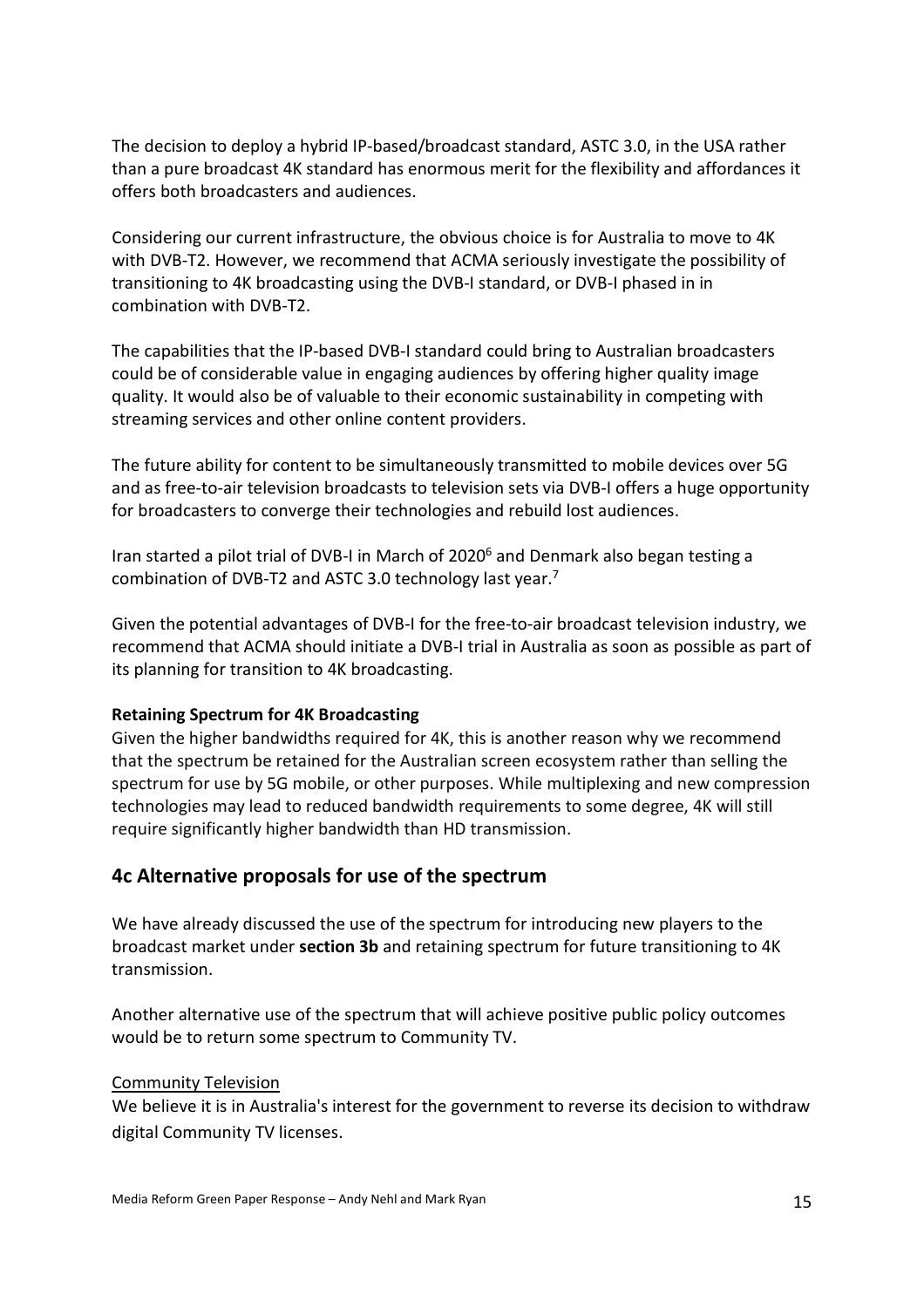The decision to deploy a hybrid IP-based/broadcast standard, ASTC 3.0, in the USA rather than a pure broadcast 4K standard has enormous merit for the flexibility and affordances it offers both broadcasters and audiences.

Considering our current infrastructure, the obvious choice is for Australia to move to 4K with DVB-T2. However, we recommend that ACMA seriously investigate the possibility of transitioning to 4K broadcasting using the DVB-I standard, or DVB-I phased in in combination with DVB-T2.

The capabilities that the IP-based DVB-I standard could bring to Australian broadcasters could be of considerable value in engaging audiences by offering higher quality image quality. It would also be of valuable to their economic sustainability in competing with streaming services and other online content providers.

The future ability for content to be simultaneously transmitted to mobile devices over 5G and as free-to-air television broadcasts to television sets via DVB-I offers a huge opportunity for broadcasters to converge their technologies and rebuild lost audiences.

Iran started a pilot trial of DVB-I in March of 2020[6] and Denmark also began testing a combination of DVB-T2 and ASTC 3.0 technology last year.[7]

Given the potential advantages of DVB-I for the free-to-air broadcast television industry, we recommend that ACMA should initiate a DVB-I trial in Australia as soon as possible as part of its planning for transition to 4K broadcasting.

**Retaining Spectrum for 4K Broadcasting**

Given the higher bandwidths required for 4K, this is another reason why we recommend that the spectrum be retained for the Australian screen ecosystem rather than selling the spectrum for use by 5G mobile, or other purposes. While multiplexing and new compression technologies may lead to reduced bandwidth requirements to some degree, 4K will still require significantly higher bandwidth than HD transmission.

## 4c Alternative proposals for use of the spectrum

We have already discussed the use of the spectrum for introducing new players to the broadcast market under **section 3b** and retaining spectrum for future transitioning to 4K transmission.

Another alternative use of the spectrum that will achieve positive public policy outcomes would be to return some spectrum to Community TV.

Community Television

We believe it is in Australia's interest for the government to reverse its decision to withdraw digital Community TV licenses.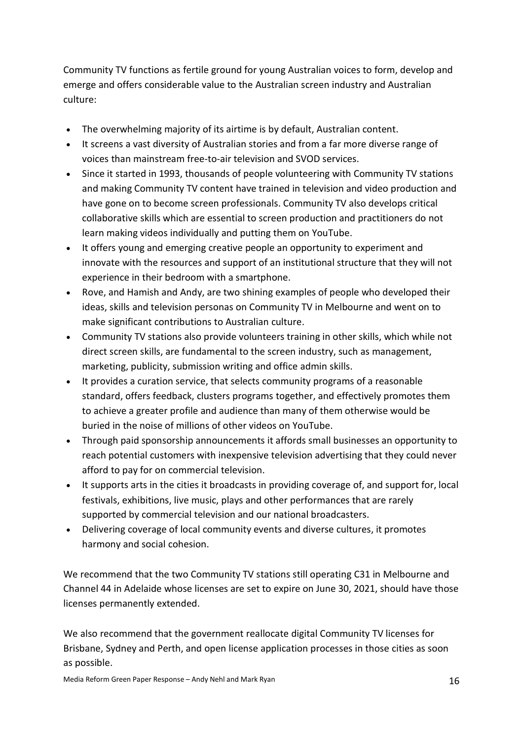Community TV functions as fertile ground for young Australian voices to form, develop and emerge and offers considerable value to the Australian screen industry and Australian culture:

- The overwhelming majority of its airtime is by default, Australian content.
- It screens a vast diversity of Australian stories and from a far more diverse range of voices than mainstream free-to-air television and SVOD services.
- Since it started in 1993, thousands of people volunteering with Community TV stations and making Community TV content have trained in television and video production and have gone on to become screen professionals. Community TV also develops critical collaborative skills which are essential to screen production and practitioners do not learn making videos individually and putting them on YouTube.
- It offers young and emerging creative people an opportunity to experiment and innovate with the resources and support of an institutional structure that they will not experience in their bedroom with a smartphone.
- Rove, and Hamish and Andy, are two shining examples of people who developed their ideas, skills and television personas on Community TV in Melbourne and went on to make significant contributions to Australian culture.
- Community TV stations also provide volunteers training in other skills, which while not direct screen skills, are fundamental to the screen industry, such as management, marketing, publicity, submission writing and office admin skills.
- It provides a curation service, that selects community programs of a reasonable standard, offers feedback, clusters programs together, and effectively promotes them to achieve a greater profile and audience than many of them otherwise would be buried in the noise of millions of other videos on YouTube.
- Through paid sponsorship announcements it affords small businesses an opportunity to reach potential customers with inexpensive television advertising that they could never afford to pay for on commercial television.
- It supports arts in the cities it broadcasts in providing coverage of, and support for, local festivals, exhibitions, live music, plays and other performances that are rarely supported by commercial television and our national broadcasters.
- Delivering coverage of local community events and diverse cultures, it promotes harmony and social cohesion.

We recommend that the two Community TV stations still operating C31 in Melbourne and Channel 44 in Adelaide whose licenses are set to expire on June 30, 2021, should have those licenses permanently extended.

We also recommend that the government reallocate digital Community TV licenses for Brisbane, Sydney and Perth, and open license application processes in those cities as soon as possible.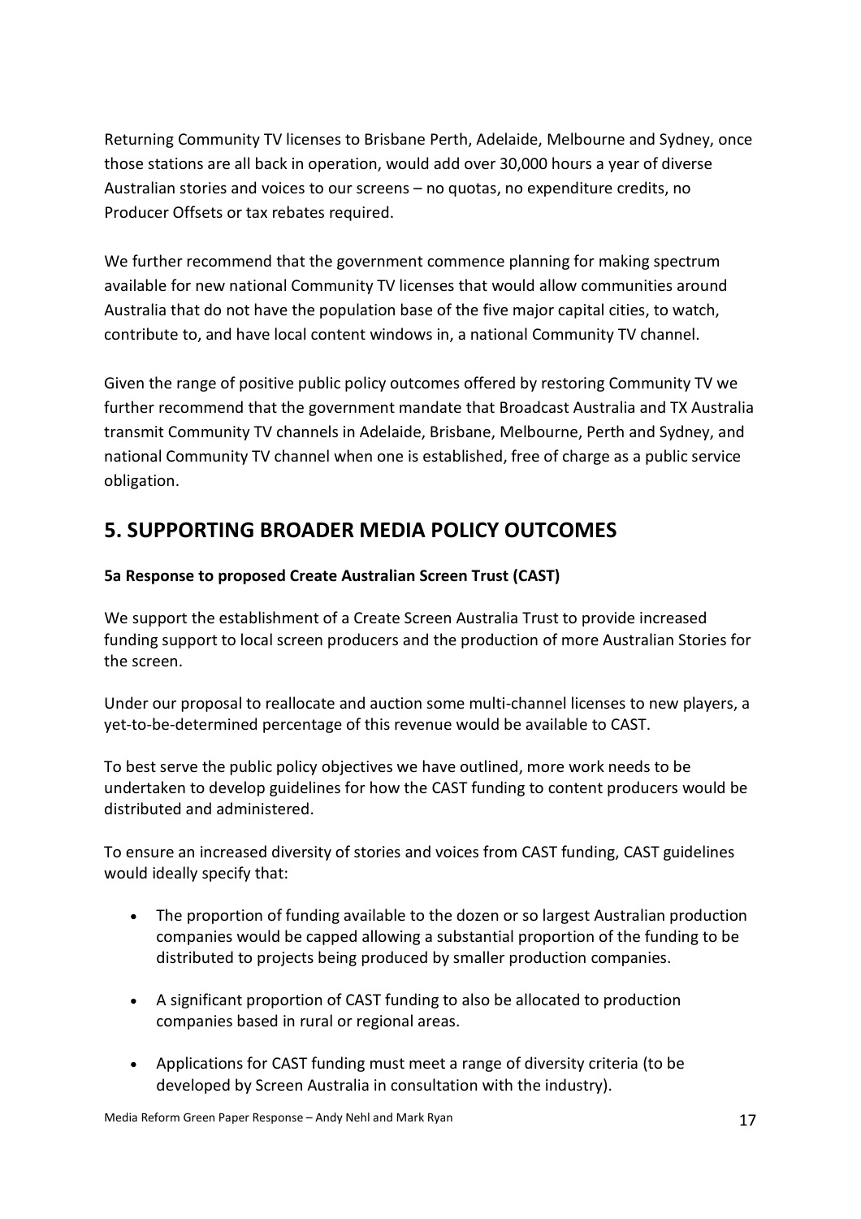Returning Community TV licenses to Brisbane Perth, Adelaide, Melbourne and Sydney, once those stations are all back in operation, would add over 30,000 hours a year of diverse Australian stories and voices to our screens – no quotas, no expenditure credits, no Producer Offsets or tax rebates required.

We further recommend that the government commence planning for making spectrum available for new national Community TV licenses that would allow communities around Australia that do not have the population base of the five major capital cities, to watch, contribute to, and have local content windows in, a national Community TV channel.

Given the range of positive public policy outcomes offered by restoring Community TV we further recommend that the government mandate that Broadcast Australia and TX Australia transmit Community TV channels in Adelaide, Brisbane, Melbourne, Perth and Sydney, and national Community TV channel when one is established, free of charge as a public service obligation.

## 5. SUPPORTING BROADER MEDIA POLICY OUTCOMES

### 5a Response to proposed Create Australian Screen Trust (CAST)

We support the establishment of a Create Screen Australia Trust to provide increased funding support to local screen producers and the production of more Australian Stories for the screen.

Under our proposal to reallocate and auction some multi-channel licenses to new players, a yet-to-be-determined percentage of this revenue would be available to CAST.

To best serve the public policy objectives we have outlined, more work needs to be undertaken to develop guidelines for how the CAST funding to content producers would be distributed and administered.

To ensure an increased diversity of stories and voices from CAST funding, CAST guidelines would ideally specify that:

- The proportion of funding available to the dozen or so largest Australian production companies would be capped allowing a substantial proportion of the funding to be distributed to projects being produced by smaller production companies.
- A significant proportion of CAST funding to also be allocated to production companies based in rural or regional areas.
- Applications for CAST funding must meet a range of diversity criteria (to be developed by Screen Australia in consultation with the industry).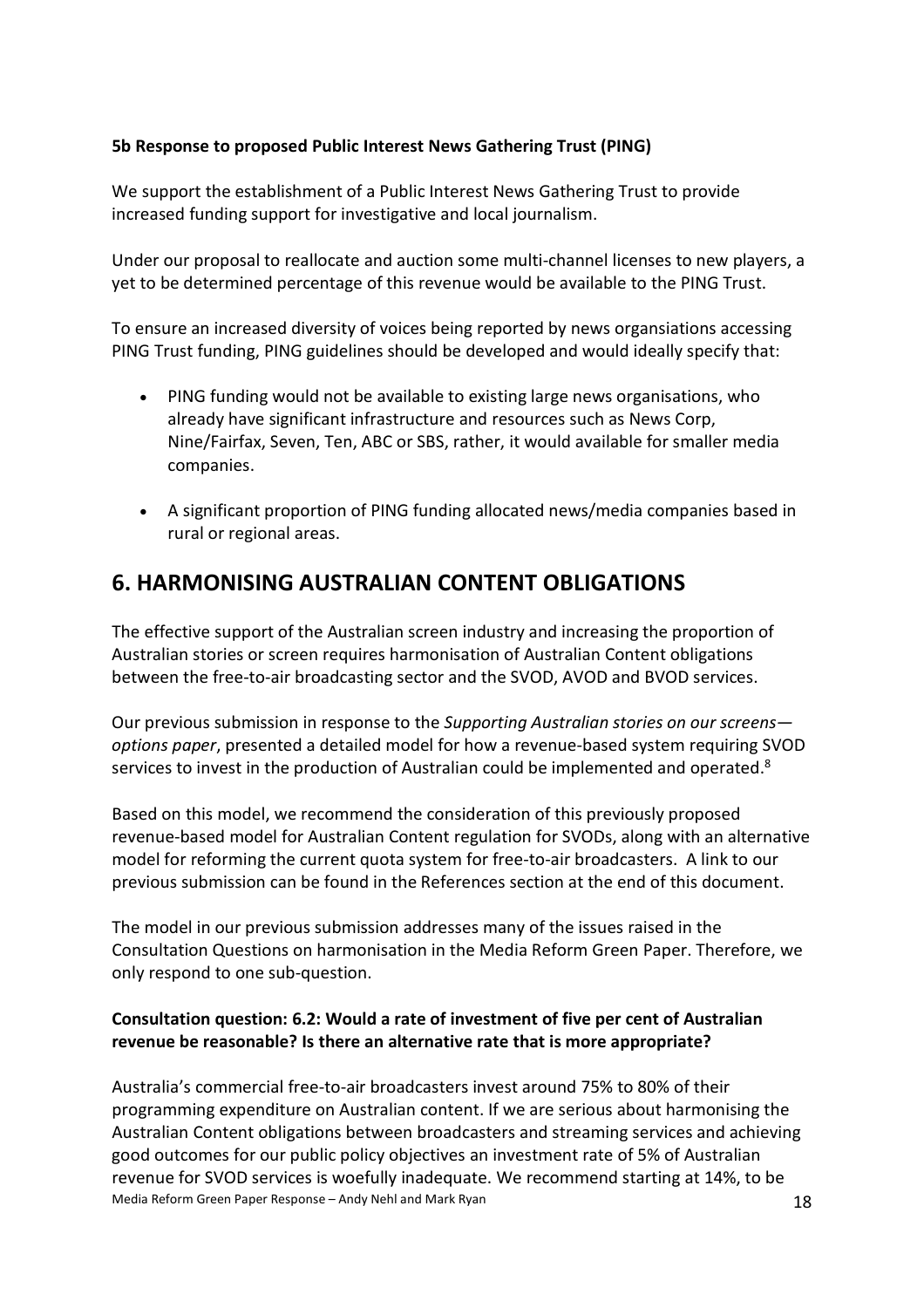**5b Response to proposed Public Interest News Gathering Trust (PING)**

We support the establishment of a Public Interest News Gathering Trust to provide increased funding support for investigative and local journalism.

Under our proposal to reallocate and auction some multi-channel licenses to new players, a yet to be determined percentage of this revenue would be available to the PING Trust.

To ensure an increased diversity of voices being reported by news organsiations accessing PING Trust funding, PING guidelines should be developed and would ideally specify that:

- PING funding would not be available to existing large news organisations, who already have significant infrastructure and resources such as News Corp, Nine/Fairfax, Seven, Ten, ABC or SBS, rather, it would available for smaller media companies.
- A significant proportion of PING funding allocated news/media companies based in rural or regional areas.

## 6. HARMONISING AUSTRALIAN CONTENT OBLIGATIONS

The effective support of the Australian screen industry and increasing the proportion of Australian stories or screen requires harmonisation of Australian Content obligations between the free-to-air broadcasting sector and the SVOD, AVOD and BVOD services.

Our previous submission in response to the *Supporting Australian stories on our screens—options paper*, presented a detailed model for how a revenue-based system requiring SVOD services to invest in the production of Australian could be implemented and operated.[8]

Based on this model, we recommend the consideration of this previously proposed revenue-based model for Australian Content regulation for SVODs, along with an alternative model for reforming the current quota system for free-to-air broadcasters. A link to our previous submission can be found in the References section at the end of this document.

The model in our previous submission addresses many of the issues raised in the Consultation Questions on harmonisation in the Media Reform Green Paper. Therefore, we only respond to one sub-question.

**Consultation question: 6.2: Would a rate of investment of five per cent of Australian revenue be reasonable? Is there an alternative rate that is more appropriate?**

Australia's commercial free-to-air broadcasters invest around 75% to 80% of their programming expenditure on Australian content. If we are serious about harmonising the Australian Content obligations between broadcasters and streaming services and achieving good outcomes for our public policy objectives an investment rate of 5% of Australian revenue for SVOD services is woefully inadequate. We recommend starting at 14%, to be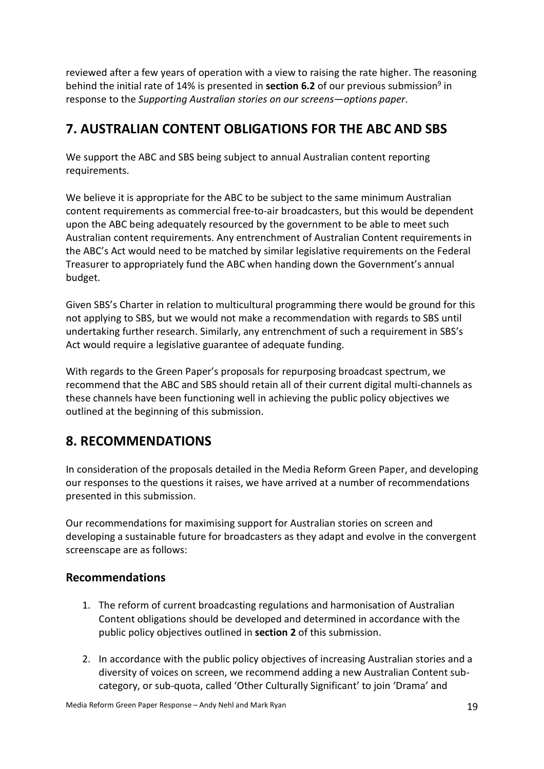reviewed after a few years of operation with a view to raising the rate higher. The reasoning behind the initial rate of 14% is presented in **section 6.2** of our previous submission[9] in response to the *Supporting Australian stories on our screens—options paper*.

## 7. AUSTRALIAN CONTENT OBLIGATIONS FOR THE ABC AND SBS

We support the ABC and SBS being subject to annual Australian content reporting requirements.

We believe it is appropriate for the ABC to be subject to the same minimum Australian content requirements as commercial free-to-air broadcasters, but this would be dependent upon the ABC being adequately resourced by the government to be able to meet such Australian content requirements. Any entrenchment of Australian Content requirements in the ABC's Act would need to be matched by similar legislative requirements on the Federal Treasurer to appropriately fund the ABC when handing down the Government's annual budget.

Given SBS's Charter in relation to multicultural programming there would be ground for this not applying to SBS, but we would not make a recommendation with regards to SBS until undertaking further research. Similarly, any entrenchment of such a requirement in SBS's Act would require a legislative guarantee of adequate funding.

With regards to the Green Paper's proposals for repurposing broadcast spectrum, we recommend that the ABC and SBS should retain all of their current digital multi-channels as these channels have been functioning well in achieving the public policy objectives we outlined at the beginning of this submission.

## 8. RECOMMENDATIONS

In consideration of the proposals detailed in the Media Reform Green Paper, and developing our responses to the questions it raises, we have arrived at a number of recommendations presented in this submission.

Our recommendations for maximising support for Australian stories on screen and developing a sustainable future for broadcasters as they adapt and evolve in the convergent screenscape are as follows:

### Recommendations

1. The reform of current broadcasting regulations and harmonisation of Australian Content obligations should be developed and determined in accordance with the public policy objectives outlined in **section 2** of this submission.

2. In accordance with the public policy objectives of increasing Australian stories and a diversity of voices on screen, we recommend adding a new Australian Content sub-category, or sub-quota, called 'Other Culturally Significant' to join 'Drama' and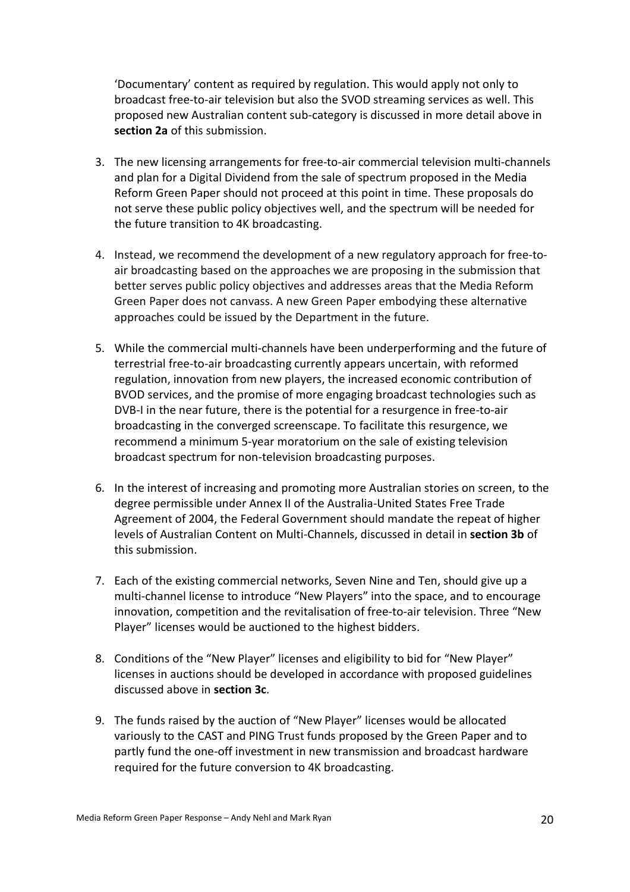'Documentary' content as required by regulation. This would apply not only to broadcast free-to-air television but also the SVOD streaming services as well. This proposed new Australian content sub-category is discussed in more detail above in **section 2a** of this submission.

3. The new licensing arrangements for free-to-air commercial television multi-channels and plan for a Digital Dividend from the sale of spectrum proposed in the Media Reform Green Paper should not proceed at this point in time. These proposals do not serve these public policy objectives well, and the spectrum will be needed for the future transition to 4K broadcasting.

4. Instead, we recommend the development of a new regulatory approach for free-to-air broadcasting based on the approaches we are proposing in the submission that better serves public policy objectives and addresses areas that the Media Reform Green Paper does not canvass. A new Green Paper embodying these alternative approaches could be issued by the Department in the future.

5. While the commercial multi-channels have been underperforming and the future of terrestrial free-to-air broadcasting currently appears uncertain, with reformed regulation, innovation from new players, the increased economic contribution of BVOD services, and the promise of more engaging broadcast technologies such as DVB-I in the near future, there is the potential for a resurgence in free-to-air broadcasting in the converged screenscape. To facilitate this resurgence, we recommend a minimum 5-year moratorium on the sale of existing television broadcast spectrum for non-television broadcasting purposes.

6. In the interest of increasing and promoting more Australian stories on screen, to the degree permissible under Annex II of the Australia-United States Free Trade Agreement of 2004, the Federal Government should mandate the repeat of higher levels of Australian Content on Multi-Channels, discussed in detail in **section 3b** of this submission.

7. Each of the existing commercial networks, Seven Nine and Ten, should give up a multi-channel license to introduce "New Players" into the space, and to encourage innovation, competition and the revitalisation of free-to-air television. Three "New Player" licenses would be auctioned to the highest bidders.

8. Conditions of the "New Player" licenses and eligibility to bid for "New Player" licenses in auctions should be developed in accordance with proposed guidelines discussed above in **section 3c**.

9. The funds raised by the auction of "New Player" licenses would be allocated variously to the CAST and PING Trust funds proposed by the Green Paper and to partly fund the one-off investment in new transmission and broadcast hardware required for the future conversion to 4K broadcasting.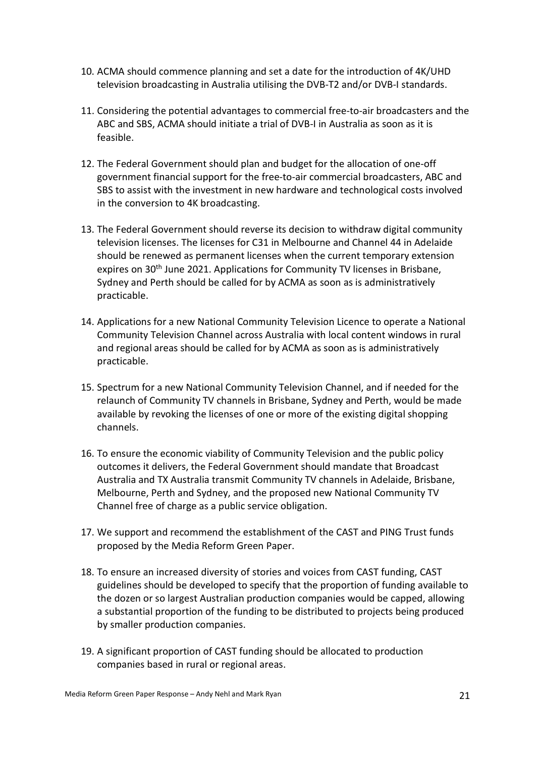10. ACMA should commence planning and set a date for the introduction of 4K/UHD television broadcasting in Australia utilising the DVB-T2 and/or DVB-I standards.

11. Considering the potential advantages to commercial free-to-air broadcasters and the ABC and SBS, ACMA should initiate a trial of DVB-I in Australia as soon as it is feasible.

12. The Federal Government should plan and budget for the allocation of one-off government financial support for the free-to-air commercial broadcasters, ABC and SBS to assist with the investment in new hardware and technological costs involved in the conversion to 4K broadcasting.

13. The Federal Government should reverse its decision to withdraw digital community television licenses. The licenses for C31 in Melbourne and Channel 44 in Adelaide should be renewed as permanent licenses when the current temporary extension expires on 30th June 2021. Applications for Community TV licenses in Brisbane, Sydney and Perth should be called for by ACMA as soon as is administratively practicable.

14. Applications for a new National Community Television Licence to operate a National Community Television Channel across Australia with local content windows in rural and regional areas should be called for by ACMA as soon as is administratively practicable.

15. Spectrum for a new National Community Television Channel, and if needed for the relaunch of Community TV channels in Brisbane, Sydney and Perth, would be made available by revoking the licenses of one or more of the existing digital shopping channels.

16. To ensure the economic viability of Community Television and the public policy outcomes it delivers, the Federal Government should mandate that Broadcast Australia and TX Australia transmit Community TV channels in Adelaide, Brisbane, Melbourne, Perth and Sydney, and the proposed new National Community TV Channel free of charge as a public service obligation.

17. We support and recommend the establishment of the CAST and PING Trust funds proposed by the Media Reform Green Paper.

18. To ensure an increased diversity of stories and voices from CAST funding, CAST guidelines should be developed to specify that the proportion of funding available to the dozen or so largest Australian production companies would be capped, allowing a substantial proportion of the funding to be distributed to projects being produced by smaller production companies.

19. A significant proportion of CAST funding should be allocated to production companies based in rural or regional areas.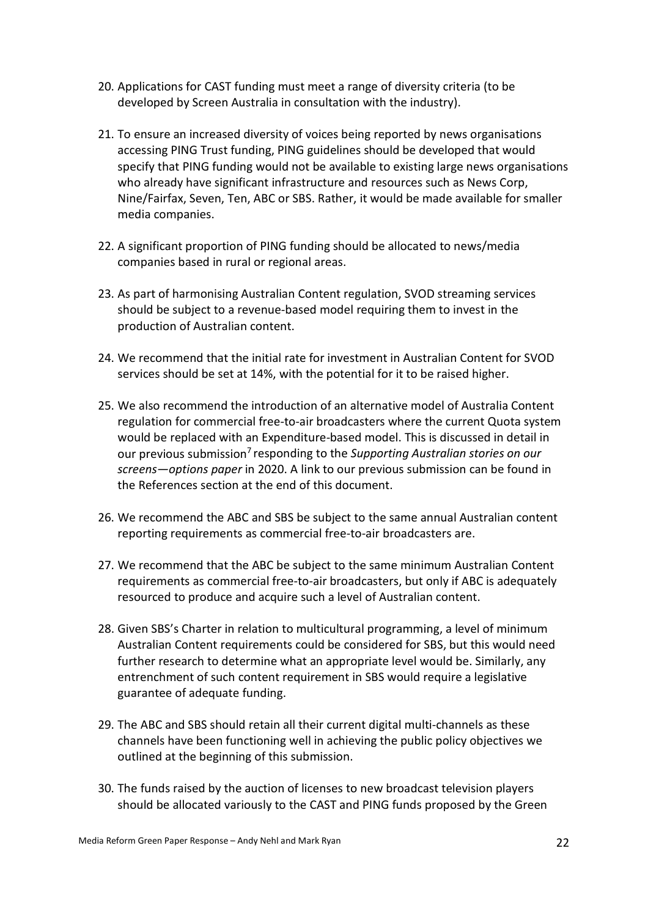20. Applications for CAST funding must meet a range of diversity criteria (to be developed by Screen Australia in consultation with the industry).

21. To ensure an increased diversity of voices being reported by news organisations accessing PING Trust funding, PING guidelines should be developed that would specify that PING funding would not be available to existing large news organisations who already have significant infrastructure and resources such as News Corp, Nine/Fairfax, Seven, Ten, ABC or SBS. Rather, it would be made available for smaller media companies.

22. A significant proportion of PING funding should be allocated to news/media companies based in rural or regional areas.

23. As part of harmonising Australian Content regulation, SVOD streaming services should be subject to a revenue-based model requiring them to invest in the production of Australian content.

24. We recommend that the initial rate for investment in Australian Content for SVOD services should be set at 14%, with the potential for it to be raised higher.

25. We also recommend the introduction of an alternative model of Australia Content regulation for commercial free-to-air broadcasters where the current Quota system would be replaced with an Expenditure-based model. This is discussed in detail in our previous submission[7] responding to the *Supporting Australian stories on our screens—options paper* in 2020. A link to our previous submission can be found in the References section at the end of this document.

26. We recommend the ABC and SBS be subject to the same annual Australian content reporting requirements as commercial free-to-air broadcasters are.

27. We recommend that the ABC be subject to the same minimum Australian Content requirements as commercial free-to-air broadcasters, but only if ABC is adequately resourced to produce and acquire such a level of Australian content.

28. Given SBS's Charter in relation to multicultural programming, a level of minimum Australian Content requirements could be considered for SBS, but this would need further research to determine what an appropriate level would be. Similarly, any entrenchment of such content requirement in SBS would require a legislative guarantee of adequate funding.

29. The ABC and SBS should retain all their current digital multi-channels as these channels have been functioning well in achieving the public policy objectives we outlined at the beginning of this submission.

30. The funds raised by the auction of licenses to new broadcast television players should be allocated variously to the CAST and PING funds proposed by the Green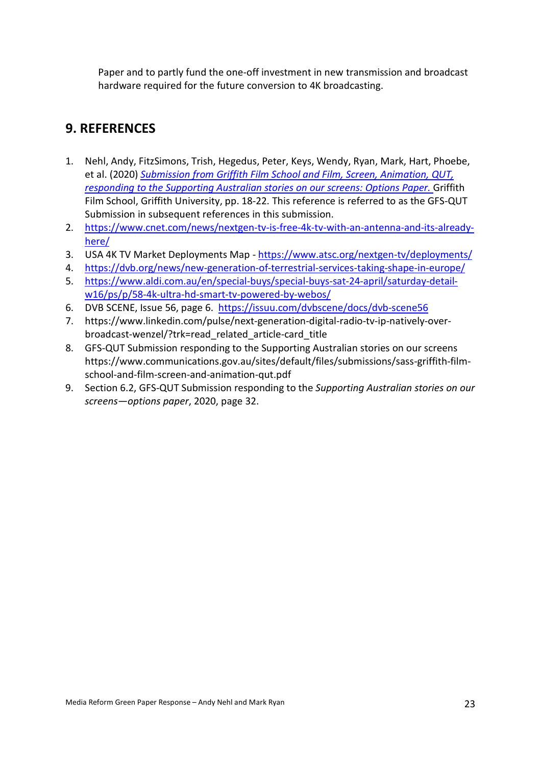Paper and to partly fund the one-off investment in new transmission and broadcast hardware required for the future conversion to 4K broadcasting.

## 9. REFERENCES

1. Nehl, Andy, FitzSimons, Trish, Hegedus, Peter, Keys, Wendy, Ryan, Mark, Hart, Phoebe, et al. (2020) *Submission from Griffith Film School and Film, Screen, Animation, QUT, responding to the Supporting Australian stories on our screens: Options Paper.* Griffith Film School, Griffith University, pp. 18-22. This reference is referred to as the GFS-QUT Submission in subsequent references in this submission.
2. https://www.cnet.com/news/nextgen-tv-is-free-4k-tv-with-an-antenna-and-its-already-here/
3. USA 4K TV Market Deployments Map - https://www.atsc.org/nextgen-tv/deployments/
4. https://dvb.org/news/new-generation-of-terrestrial-services-taking-shape-in-europe/
5. https://www.aldi.com.au/en/special-buys/special-buys-sat-24-april/saturday-detail-w16/ps/p/58-4k-ultra-hd-smart-tv-powered-by-webos/
6. DVB SCENE, Issue 56, page 6. https://issuu.com/dvbscene/docs/dvb-scene56
7. https://www.linkedin.com/pulse/next-generation-digital-radio-tv-ip-natively-over-broadcast-wenzel/?trk=read_related_article-card_title
8. GFS-QUT Submission responding to the Supporting Australian stories on our screens https://www.communications.gov.au/sites/default/files/submissions/sass-griffith-film-school-and-film-screen-and-animation-qut.pdf
9. Section 6.2, GFS-QUT Submission responding to the *Supporting Australian stories on our screens—options paper*, 2020, page 32.